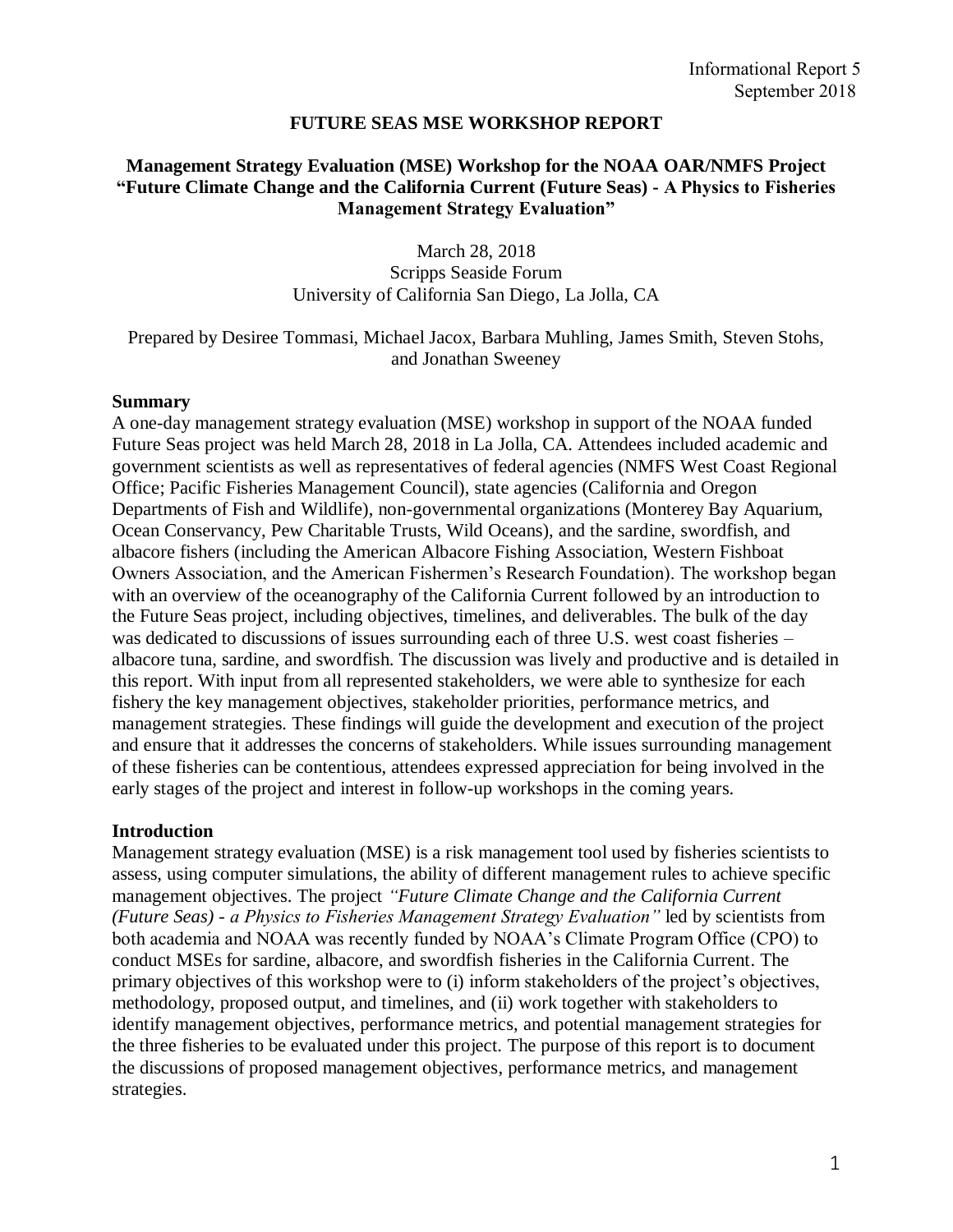Informational Report 5
September 2018

# FUTURE SEAS MSE WORKSHOP REPORT

## Management Strategy Evaluation (MSE) Workshop for the NOAA OAR/NMFS Project "Future Climate Change and the California Current (Future Seas) - A Physics to Fisheries Management Strategy Evaluation"

March 28, 2018
Scripps Seaside Forum
University of California San Diego, La Jolla, CA

Prepared by Desiree Tommasi, Michael Jacox, Barbara Muhling, James Smith, Steven Stohs, and Jonathan Sweeney

### Summary

A one-day management strategy evaluation (MSE) workshop in support of the NOAA funded Future Seas project was held March 28, 2018 in La Jolla, CA. Attendees included academic and government scientists as well as representatives of federal agencies (NMFS West Coast Regional Office; Pacific Fisheries Management Council), state agencies (California and Oregon Departments of Fish and Wildlife), non-governmental organizations (Monterey Bay Aquarium, Ocean Conservancy, Pew Charitable Trusts, Wild Oceans), and the sardine, swordfish, and albacore fishers (including the American Albacore Fishing Association, Western Fishboat Owners Association, and the American Fishermen's Research Foundation). The workshop began with an overview of the oceanography of the California Current followed by an introduction to the Future Seas project, including objectives, timelines, and deliverables. The bulk of the day was dedicated to discussions of issues surrounding each of three U.S. west coast fisheries – albacore tuna, sardine, and swordfish. The discussion was lively and productive and is detailed in this report. With input from all represented stakeholders, we were able to synthesize for each fishery the key management objectives, stakeholder priorities, performance metrics, and management strategies. These findings will guide the development and execution of the project and ensure that it addresses the concerns of stakeholders. While issues surrounding management of these fisheries can be contentious, attendees expressed appreciation for being involved in the early stages of the project and interest in follow-up workshops in the coming years.

### Introduction

Management strategy evaluation (MSE) is a risk management tool used by fisheries scientists to assess, using computer simulations, the ability of different management rules to achieve specific management objectives. The project *"Future Climate Change and the California Current (Future Seas) - a Physics to Fisheries Management Strategy Evaluation"* led by scientists from both academia and NOAA was recently funded by NOAA's Climate Program Office (CPO) to conduct MSEs for sardine, albacore, and swordfish fisheries in the California Current. The primary objectives of this workshop were to (i) inform stakeholders of the project's objectives, methodology, proposed output, and timelines, and (ii) work together with stakeholders to identify management objectives, performance metrics, and potential management strategies for the three fisheries to be evaluated under this project. The purpose of this report is to document the discussions of proposed management objectives, performance metrics, and management strategies.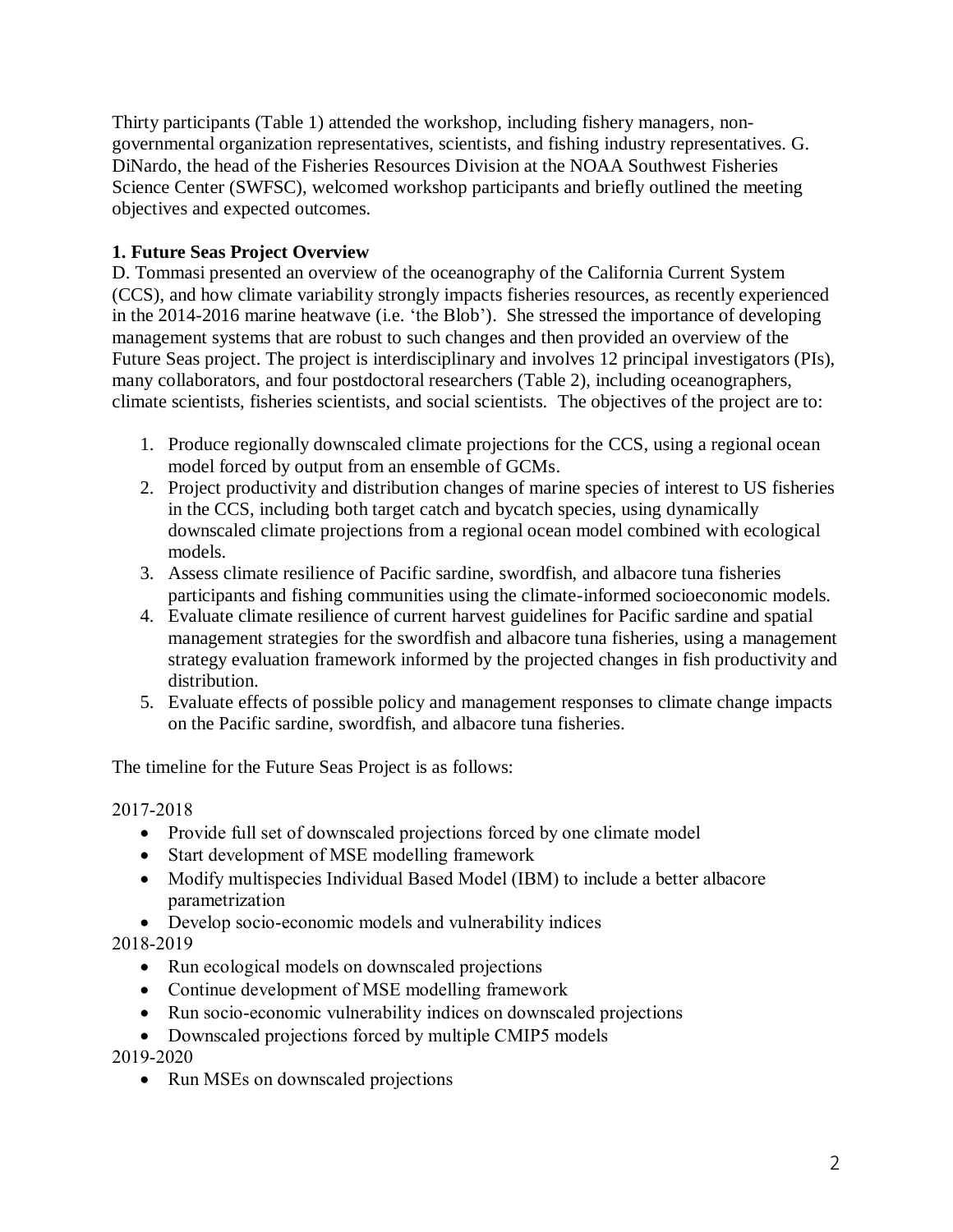Thirty participants (Table 1) attended the workshop, including fishery managers, non-governmental organization representatives, scientists, and fishing industry representatives. G. DiNardo, the head of the Fisheries Resources Division at the NOAA Southwest Fisheries Science Center (SWFSC), welcomed workshop participants and briefly outlined the meeting objectives and expected outcomes.

**1. Future Seas Project Overview**

D. Tommasi presented an overview of the oceanography of the California Current System (CCS), and how climate variability strongly impacts fisheries resources, as recently experienced in the 2014-2016 marine heatwave (i.e. 'the Blob'). She stressed the importance of developing management systems that are robust to such changes and then provided an overview of the Future Seas project. The project is interdisciplinary and involves 12 principal investigators (PIs), many collaborators, and four postdoctoral researchers (Table 2), including oceanographers, climate scientists, fisheries scientists, and social scientists. The objectives of the project are to:

1. Produce regionally downscaled climate projections for the CCS, using a regional ocean model forced by output from an ensemble of GCMs.
2. Project productivity and distribution changes of marine species of interest to US fisheries in the CCS, including both target catch and bycatch species, using dynamically downscaled climate projections from a regional ocean model combined with ecological models.
3. Assess climate resilience of Pacific sardine, swordfish, and albacore tuna fisheries participants and fishing communities using the climate-informed socioeconomic models.
4. Evaluate climate resilience of current harvest guidelines for Pacific sardine and spatial management strategies for the swordfish and albacore tuna fisheries, using a management strategy evaluation framework informed by the projected changes in fish productivity and distribution.
5. Evaluate effects of possible policy and management responses to climate change impacts on the Pacific sardine, swordfish, and albacore tuna fisheries.

The timeline for the Future Seas Project is as follows:

2017-2018

- Provide full set of downscaled projections forced by one climate model
- Start development of MSE modelling framework
- Modify multispecies Individual Based Model (IBM) to include a better albacore parametrization
- Develop socio-economic models and vulnerability indices

2018-2019

- Run ecological models on downscaled projections
- Continue development of MSE modelling framework
- Run socio-economic vulnerability indices on downscaled projections
- Downscaled projections forced by multiple CMIP5 models

2019-2020

- Run MSEs on downscaled projections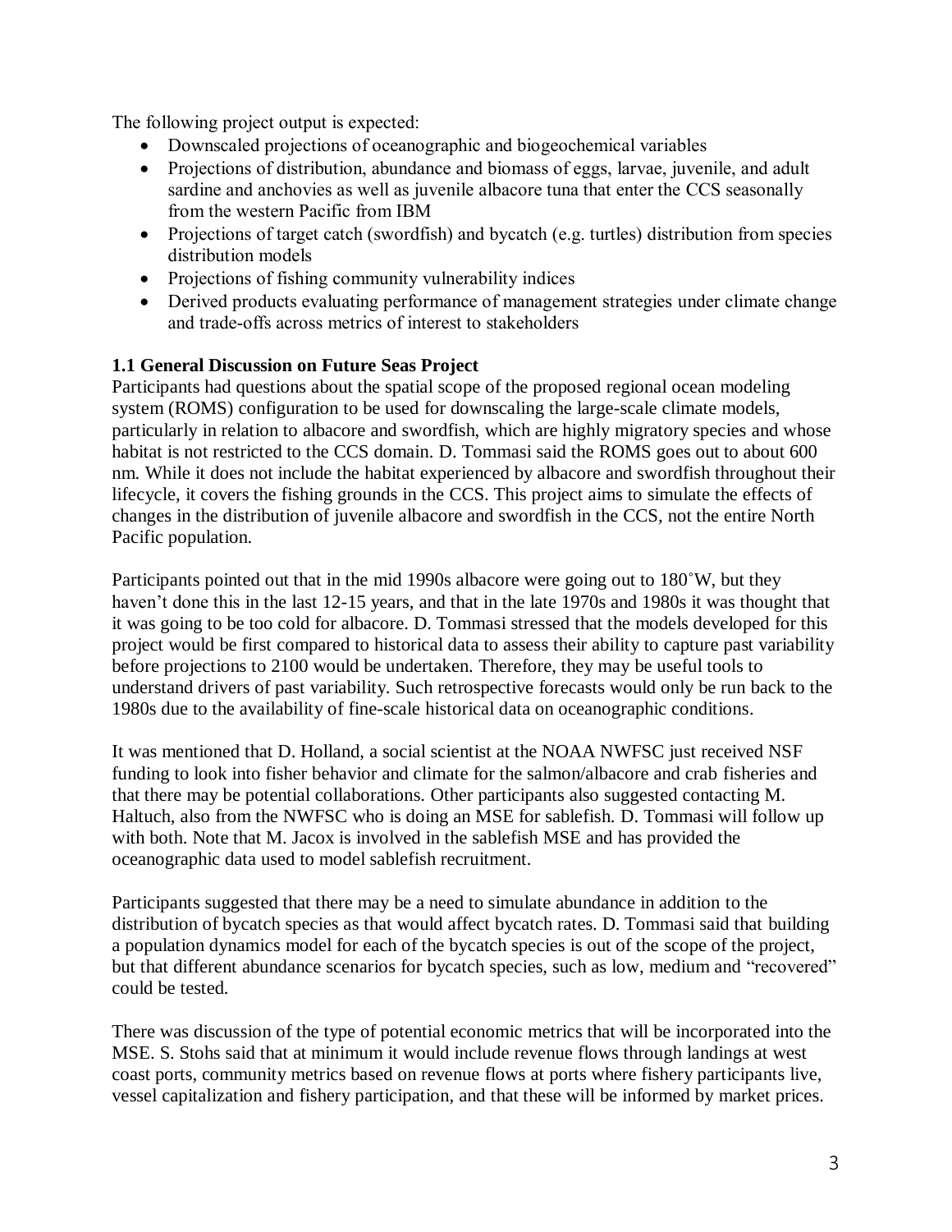The following project output is expected:

- Downscaled projections of oceanographic and biogeochemical variables
- Projections of distribution, abundance and biomass of eggs, larvae, juvenile, and adult sardine and anchovies as well as juvenile albacore tuna that enter the CCS seasonally from the western Pacific from IBM
- Projections of target catch (swordfish) and bycatch (e.g. turtles) distribution from species distribution models
- Projections of fishing community vulnerability indices
- Derived products evaluating performance of management strategies under climate change and trade-offs across metrics of interest to stakeholders

### 1.1 General Discussion on Future Seas Project

Participants had questions about the spatial scope of the proposed regional ocean modeling system (ROMS) configuration to be used for downscaling the large-scale climate models, particularly in relation to albacore and swordfish, which are highly migratory species and whose habitat is not restricted to the CCS domain. D. Tommasi said the ROMS goes out to about 600 nm. While it does not include the habitat experienced by albacore and swordfish throughout their lifecycle, it covers the fishing grounds in the CCS. This project aims to simulate the effects of changes in the distribution of juvenile albacore and swordfish in the CCS, not the entire North Pacific population.

Participants pointed out that in the mid 1990s albacore were going out to 180˚W, but they haven't done this in the last 12-15 years, and that in the late 1970s and 1980s it was thought that it was going to be too cold for albacore. D. Tommasi stressed that the models developed for this project would be first compared to historical data to assess their ability to capture past variability before projections to 2100 would be undertaken. Therefore, they may be useful tools to understand drivers of past variability. Such retrospective forecasts would only be run back to the 1980s due to the availability of fine-scale historical data on oceanographic conditions.

It was mentioned that D. Holland, a social scientist at the NOAA NWFSC just received NSF funding to look into fisher behavior and climate for the salmon/albacore and crab fisheries and that there may be potential collaborations. Other participants also suggested contacting M. Haltuch, also from the NWFSC who is doing an MSE for sablefish. D. Tommasi will follow up with both. Note that M. Jacox is involved in the sablefish MSE and has provided the oceanographic data used to model sablefish recruitment.

Participants suggested that there may be a need to simulate abundance in addition to the distribution of bycatch species as that would affect bycatch rates. D. Tommasi said that building a population dynamics model for each of the bycatch species is out of the scope of the project, but that different abundance scenarios for bycatch species, such as low, medium and "recovered" could be tested.

There was discussion of the type of potential economic metrics that will be incorporated into the MSE. S. Stohs said that at minimum it would include revenue flows through landings at west coast ports, community metrics based on revenue flows at ports where fishery participants live, vessel capitalization and fishery participation, and that these will be informed by market prices.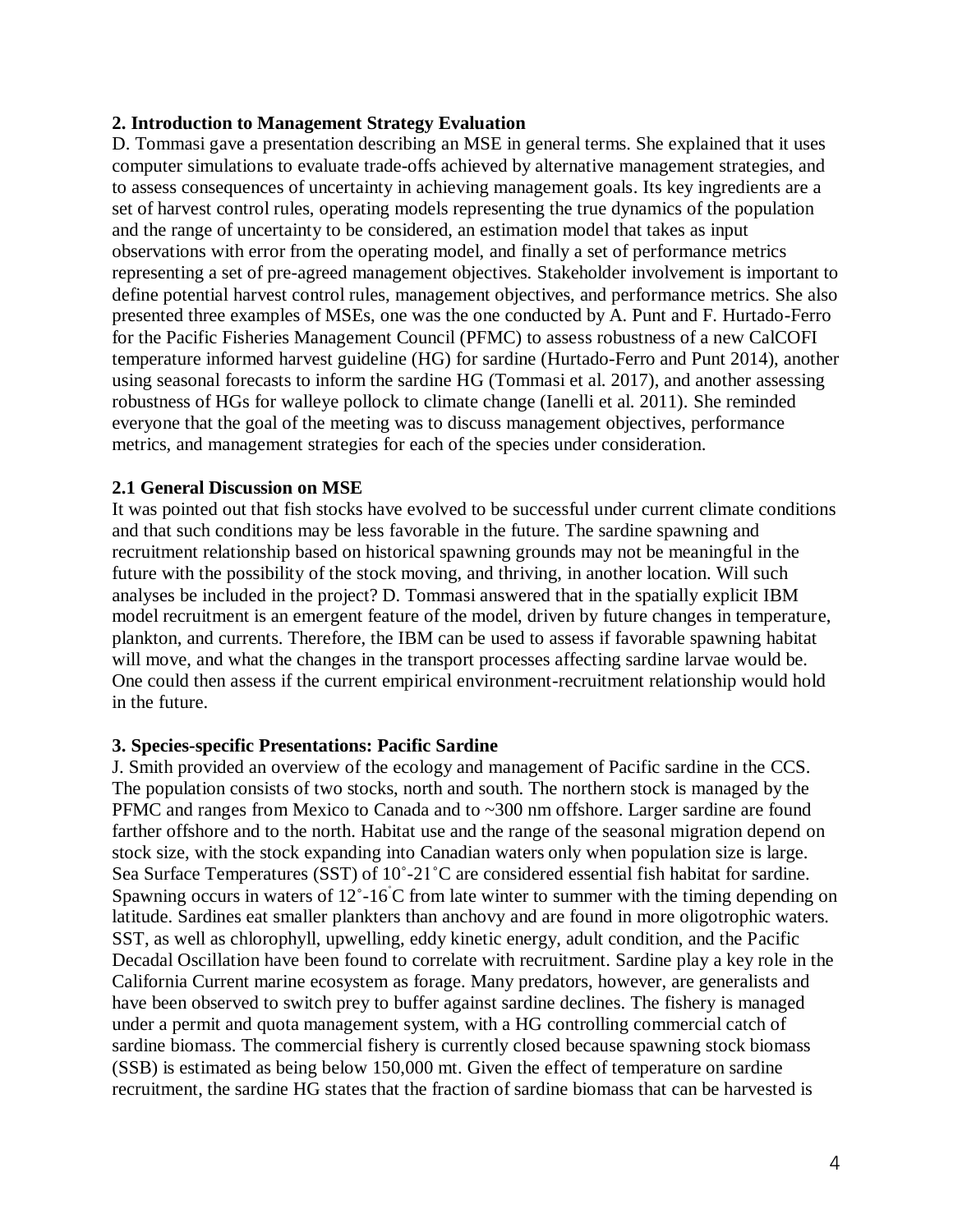**2. Introduction to Management Strategy Evaluation**

D. Tommasi gave a presentation describing an MSE in general terms. She explained that it uses computer simulations to evaluate trade-offs achieved by alternative management strategies, and to assess consequences of uncertainty in achieving management goals. Its key ingredients are a set of harvest control rules, operating models representing the true dynamics of the population and the range of uncertainty to be considered, an estimation model that takes as input observations with error from the operating model, and finally a set of performance metrics representing a set of pre-agreed management objectives. Stakeholder involvement is important to define potential harvest control rules, management objectives, and performance metrics. She also presented three examples of MSEs, one was the one conducted by A. Punt and F. Hurtado-Ferro for the Pacific Fisheries Management Council (PFMC) to assess robustness of a new CalCOFI temperature informed harvest guideline (HG) for sardine (Hurtado-Ferro and Punt 2014), another using seasonal forecasts to inform the sardine HG (Tommasi et al. 2017), and another assessing robustness of HGs for walleye pollock to climate change (Ianelli et al. 2011). She reminded everyone that the goal of the meeting was to discuss management objectives, performance metrics, and management strategies for each of the species under consideration.

**2.1 General Discussion on MSE**

It was pointed out that fish stocks have evolved to be successful under current climate conditions and that such conditions may be less favorable in the future. The sardine spawning and recruitment relationship based on historical spawning grounds may not be meaningful in the future with the possibility of the stock moving, and thriving, in another location. Will such analyses be included in the project? D. Tommasi answered that in the spatially explicit IBM model recruitment is an emergent feature of the model, driven by future changes in temperature, plankton, and currents. Therefore, the IBM can be used to assess if favorable spawning habitat will move, and what the changes in the transport processes affecting sardine larvae would be. One could then assess if the current empirical environment-recruitment relationship would hold in the future.

**3. Species-specific Presentations: Pacific Sardine**

J. Smith provided an overview of the ecology and management of Pacific sardine in the CCS. The population consists of two stocks, north and south. The northern stock is managed by the PFMC and ranges from Mexico to Canada and to ~300 nm offshore. Larger sardine are found farther offshore and to the north. Habitat use and the range of the seasonal migration depend on stock size, with the stock expanding into Canadian waters only when population size is large. Sea Surface Temperatures (SST) of 10˚-21˚C are considered essential fish habitat for sardine. Spawning occurs in waters of 12˚-16˚C from late winter to summer with the timing depending on latitude. Sardines eat smaller plankters than anchovy and are found in more oligotrophic waters. SST, as well as chlorophyll, upwelling, eddy kinetic energy, adult condition, and the Pacific Decadal Oscillation have been found to correlate with recruitment. Sardine play a key role in the California Current marine ecosystem as forage. Many predators, however, are generalists and have been observed to switch prey to buffer against sardine declines. The fishery is managed under a permit and quota management system, with a HG controlling commercial catch of sardine biomass. The commercial fishery is currently closed because spawning stock biomass (SSB) is estimated as being below 150,000 mt. Given the effect of temperature on sardine recruitment, the sardine HG states that the fraction of sardine biomass that can be harvested is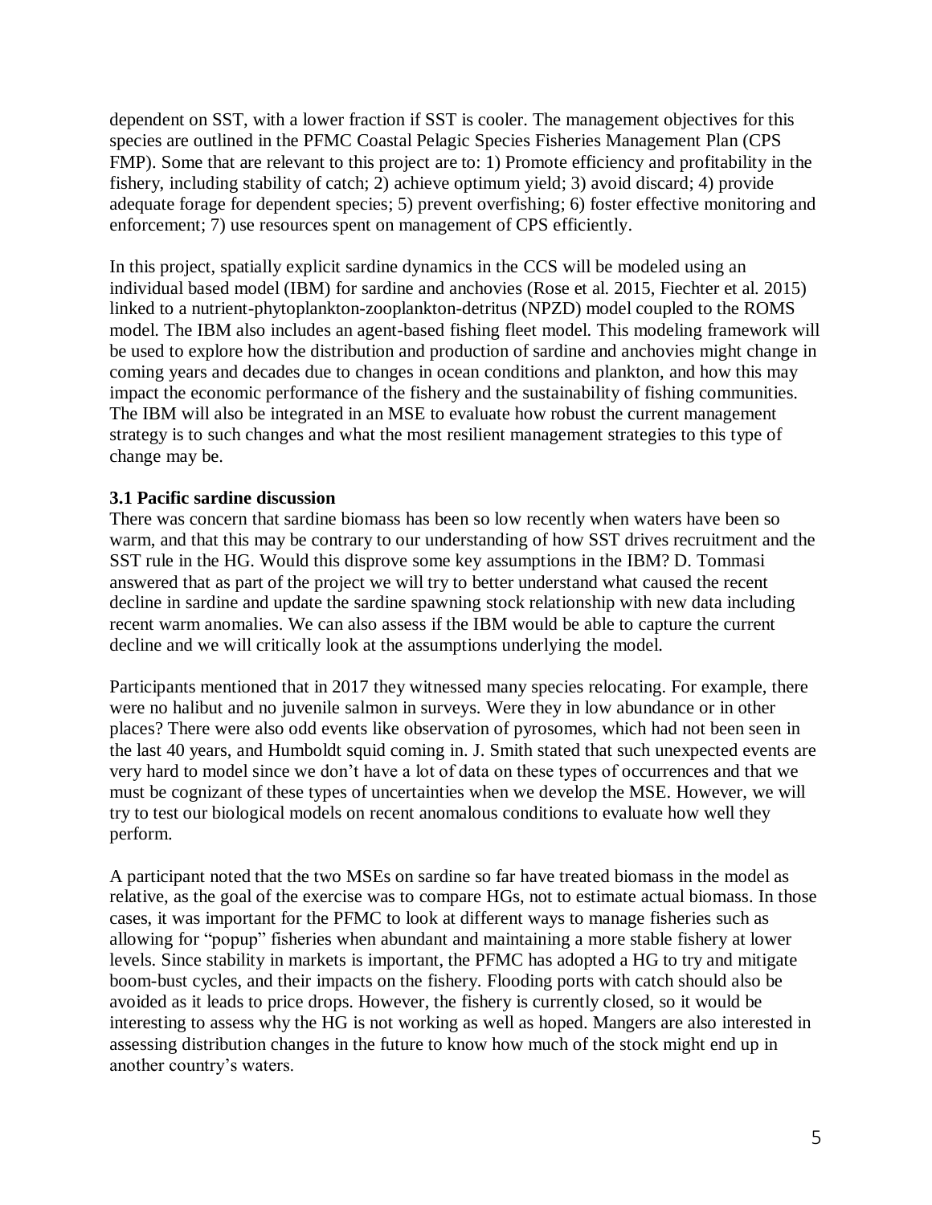dependent on SST, with a lower fraction if SST is cooler. The management objectives for this species are outlined in the PFMC Coastal Pelagic Species Fisheries Management Plan (CPS FMP). Some that are relevant to this project are to: 1) Promote efficiency and profitability in the fishery, including stability of catch; 2) achieve optimum yield; 3) avoid discard; 4) provide adequate forage for dependent species; 5) prevent overfishing; 6) foster effective monitoring and enforcement; 7) use resources spent on management of CPS efficiently.

In this project, spatially explicit sardine dynamics in the CCS will be modeled using an individual based model (IBM) for sardine and anchovies (Rose et al. 2015, Fiechter et al. 2015) linked to a nutrient-phytoplankton-zooplankton-detritus (NPZD) model coupled to the ROMS model. The IBM also includes an agent-based fishing fleet model. This modeling framework will be used to explore how the distribution and production of sardine and anchovies might change in coming years and decades due to changes in ocean conditions and plankton, and how this may impact the economic performance of the fishery and the sustainability of fishing communities. The IBM will also be integrated in an MSE to evaluate how robust the current management strategy is to such changes and what the most resilient management strategies to this type of change may be.

### 3.1 Pacific sardine discussion

There was concern that sardine biomass has been so low recently when waters have been so warm, and that this may be contrary to our understanding of how SST drives recruitment and the SST rule in the HG. Would this disprove some key assumptions in the IBM? D. Tommasi answered that as part of the project we will try to better understand what caused the recent decline in sardine and update the sardine spawning stock relationship with new data including recent warm anomalies. We can also assess if the IBM would be able to capture the current decline and we will critically look at the assumptions underlying the model.

Participants mentioned that in 2017 they witnessed many species relocating. For example, there were no halibut and no juvenile salmon in surveys. Were they in low abundance or in other places? There were also odd events like observation of pyrosomes, which had not been seen in the last 40 years, and Humboldt squid coming in. J. Smith stated that such unexpected events are very hard to model since we don't have a lot of data on these types of occurrences and that we must be cognizant of these types of uncertainties when we develop the MSE. However, we will try to test our biological models on recent anomalous conditions to evaluate how well they perform.

A participant noted that the two MSEs on sardine so far have treated biomass in the model as relative, as the goal of the exercise was to compare HGs, not to estimate actual biomass. In those cases, it was important for the PFMC to look at different ways to manage fisheries such as allowing for "popup" fisheries when abundant and maintaining a more stable fishery at lower levels. Since stability in markets is important, the PFMC has adopted a HG to try and mitigate boom-bust cycles, and their impacts on the fishery. Flooding ports with catch should also be avoided as it leads to price drops. However, the fishery is currently closed, so it would be interesting to assess why the HG is not working as well as hoped. Mangers are also interested in assessing distribution changes in the future to know how much of the stock might end up in another country's waters.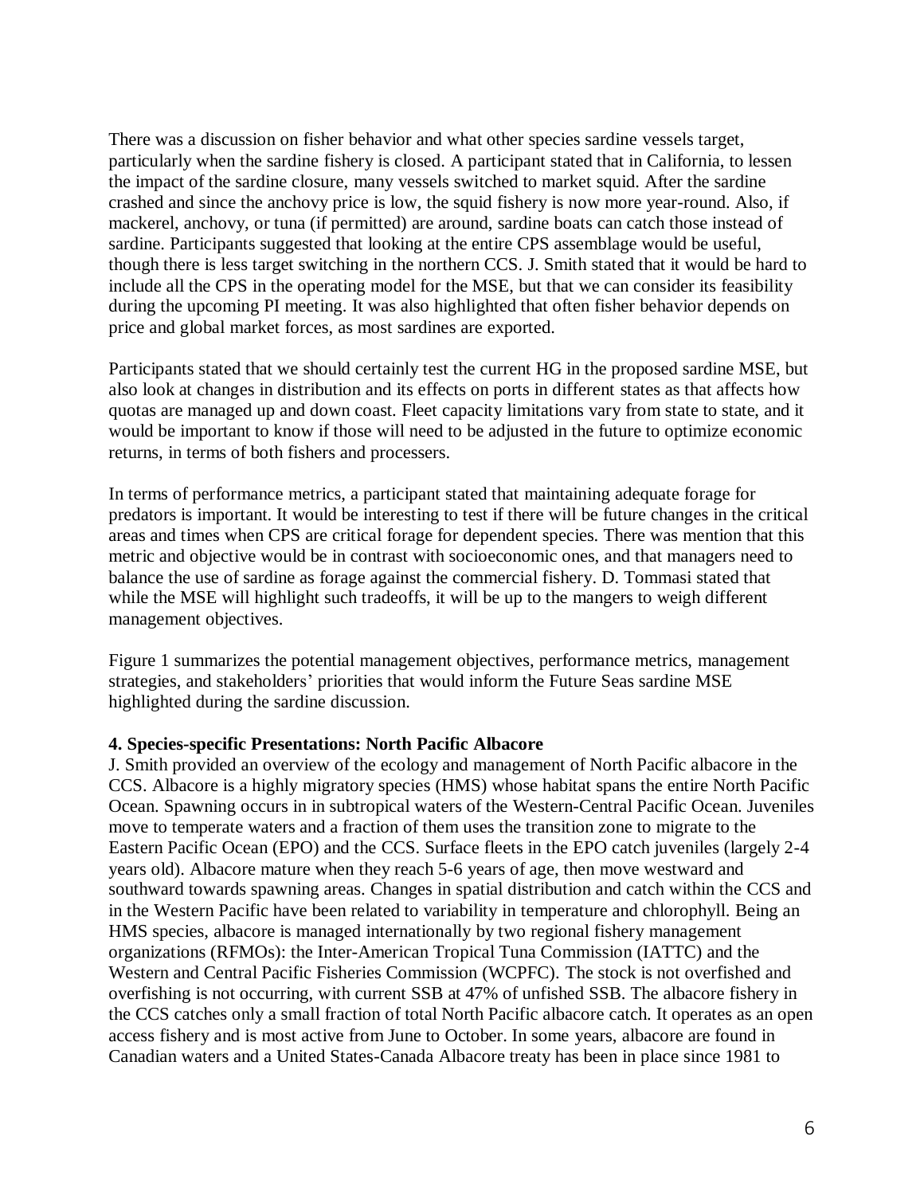There was a discussion on fisher behavior and what other species sardine vessels target, particularly when the sardine fishery is closed. A participant stated that in California, to lessen the impact of the sardine closure, many vessels switched to market squid. After the sardine crashed and since the anchovy price is low, the squid fishery is now more year-round. Also, if mackerel, anchovy, or tuna (if permitted) are around, sardine boats can catch those instead of sardine. Participants suggested that looking at the entire CPS assemblage would be useful, though there is less target switching in the northern CCS. J. Smith stated that it would be hard to include all the CPS in the operating model for the MSE, but that we can consider its feasibility during the upcoming PI meeting. It was also highlighted that often fisher behavior depends on price and global market forces, as most sardines are exported.

Participants stated that we should certainly test the current HG in the proposed sardine MSE, but also look at changes in distribution and its effects on ports in different states as that affects how quotas are managed up and down coast. Fleet capacity limitations vary from state to state, and it would be important to know if those will need to be adjusted in the future to optimize economic returns, in terms of both fishers and processers.

In terms of performance metrics, a participant stated that maintaining adequate forage for predators is important. It would be interesting to test if there will be future changes in the critical areas and times when CPS are critical forage for dependent species. There was mention that this metric and objective would be in contrast with socioeconomic ones, and that managers need to balance the use of sardine as forage against the commercial fishery. D. Tommasi stated that while the MSE will highlight such tradeoffs, it will be up to the mangers to weigh different management objectives.

Figure 1 summarizes the potential management objectives, performance metrics, management strategies, and stakeholders' priorities that would inform the Future Seas sardine MSE highlighted during the sardine discussion.

**4. Species-specific Presentations: North Pacific Albacore**

J. Smith provided an overview of the ecology and management of North Pacific albacore in the CCS. Albacore is a highly migratory species (HMS) whose habitat spans the entire North Pacific Ocean. Spawning occurs in in subtropical waters of the Western-Central Pacific Ocean. Juveniles move to temperate waters and a fraction of them uses the transition zone to migrate to the Eastern Pacific Ocean (EPO) and the CCS. Surface fleets in the EPO catch juveniles (largely 2-4 years old). Albacore mature when they reach 5-6 years of age, then move westward and southward towards spawning areas. Changes in spatial distribution and catch within the CCS and in the Western Pacific have been related to variability in temperature and chlorophyll. Being an HMS species, albacore is managed internationally by two regional fishery management organizations (RFMOs): the Inter-American Tropical Tuna Commission (IATTC) and the Western and Central Pacific Fisheries Commission (WCPFC). The stock is not overfished and overfishing is not occurring, with current SSB at 47% of unfished SSB. The albacore fishery in the CCS catches only a small fraction of total North Pacific albacore catch. It operates as an open access fishery and is most active from June to October. In some years, albacore are found in Canadian waters and a United States-Canada Albacore treaty has been in place since 1981 to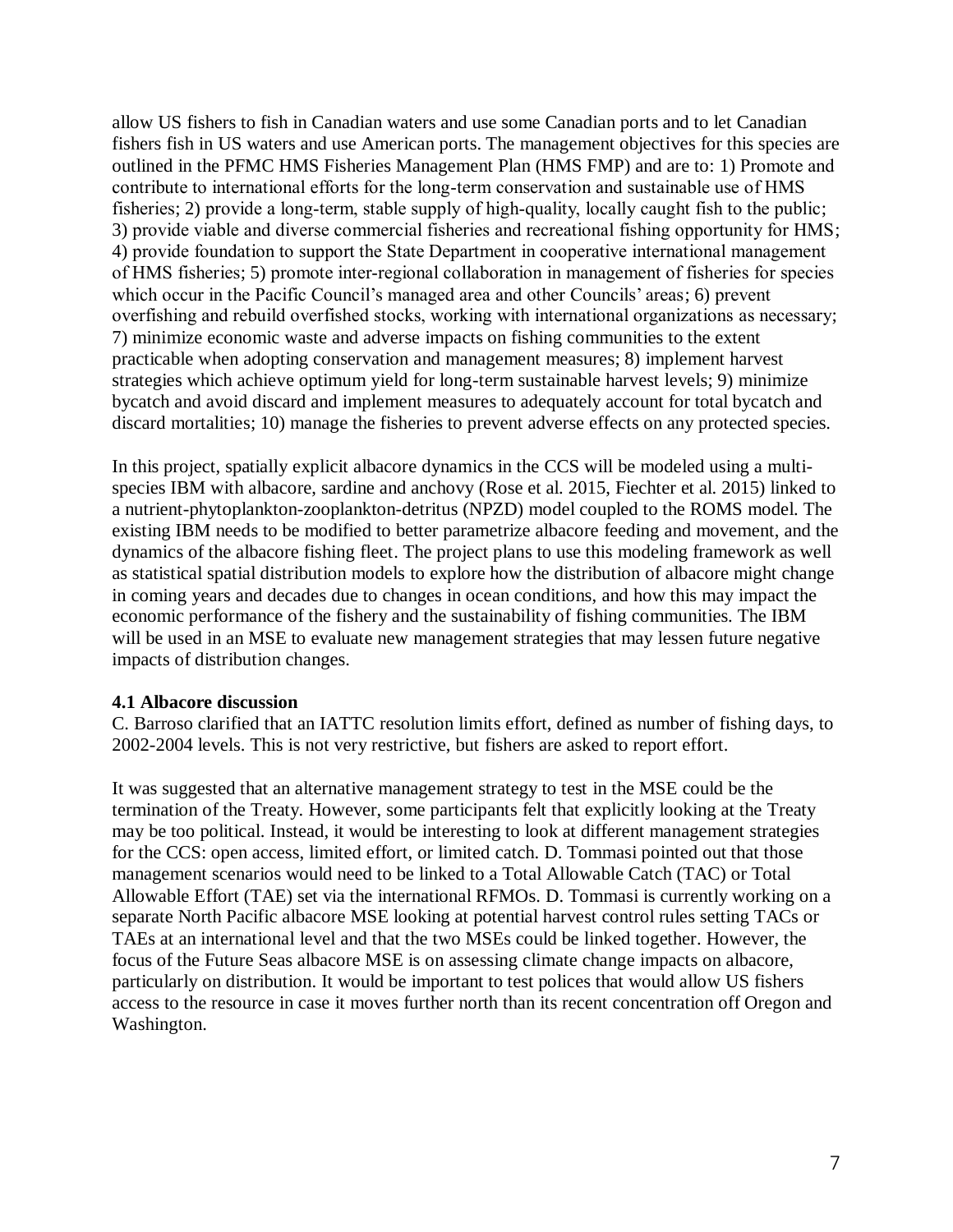allow US fishers to fish in Canadian waters and use some Canadian ports and to let Canadian fishers fish in US waters and use American ports. The management objectives for this species are outlined in the PFMC HMS Fisheries Management Plan (HMS FMP) and are to: 1) Promote and contribute to international efforts for the long-term conservation and sustainable use of HMS fisheries; 2) provide a long-term, stable supply of high-quality, locally caught fish to the public; 3) provide viable and diverse commercial fisheries and recreational fishing opportunity for HMS; 4) provide foundation to support the State Department in cooperative international management of HMS fisheries; 5) promote inter-regional collaboration in management of fisheries for species which occur in the Pacific Council's managed area and other Councils' areas; 6) prevent overfishing and rebuild overfished stocks, working with international organizations as necessary; 7) minimize economic waste and adverse impacts on fishing communities to the extent practicable when adopting conservation and management measures; 8) implement harvest strategies which achieve optimum yield for long-term sustainable harvest levels; 9) minimize bycatch and avoid discard and implement measures to adequately account for total bycatch and discard mortalities; 10) manage the fisheries to prevent adverse effects on any protected species.

In this project, spatially explicit albacore dynamics in the CCS will be modeled using a multi-species IBM with albacore, sardine and anchovy (Rose et al. 2015, Fiechter et al. 2015) linked to a nutrient-phytoplankton-zooplankton-detritus (NPZD) model coupled to the ROMS model. The existing IBM needs to be modified to better parametrize albacore feeding and movement, and the dynamics of the albacore fishing fleet. The project plans to use this modeling framework as well as statistical spatial distribution models to explore how the distribution of albacore might change in coming years and decades due to changes in ocean conditions, and how this may impact the economic performance of the fishery and the sustainability of fishing communities. The IBM will be used in an MSE to evaluate new management strategies that may lessen future negative impacts of distribution changes.

### 4.1 Albacore discussion

C. Barroso clarified that an IATTC resolution limits effort, defined as number of fishing days, to 2002-2004 levels. This is not very restrictive, but fishers are asked to report effort.

It was suggested that an alternative management strategy to test in the MSE could be the termination of the Treaty. However, some participants felt that explicitly looking at the Treaty may be too political. Instead, it would be interesting to look at different management strategies for the CCS: open access, limited effort, or limited catch. D. Tommasi pointed out that those management scenarios would need to be linked to a Total Allowable Catch (TAC) or Total Allowable Effort (TAE) set via the international RFMOs. D. Tommasi is currently working on a separate North Pacific albacore MSE looking at potential harvest control rules setting TACs or TAEs at an international level and that the two MSEs could be linked together. However, the focus of the Future Seas albacore MSE is on assessing climate change impacts on albacore, particularly on distribution. It would be important to test polices that would allow US fishers access to the resource in case it moves further north than its recent concentration off Oregon and Washington.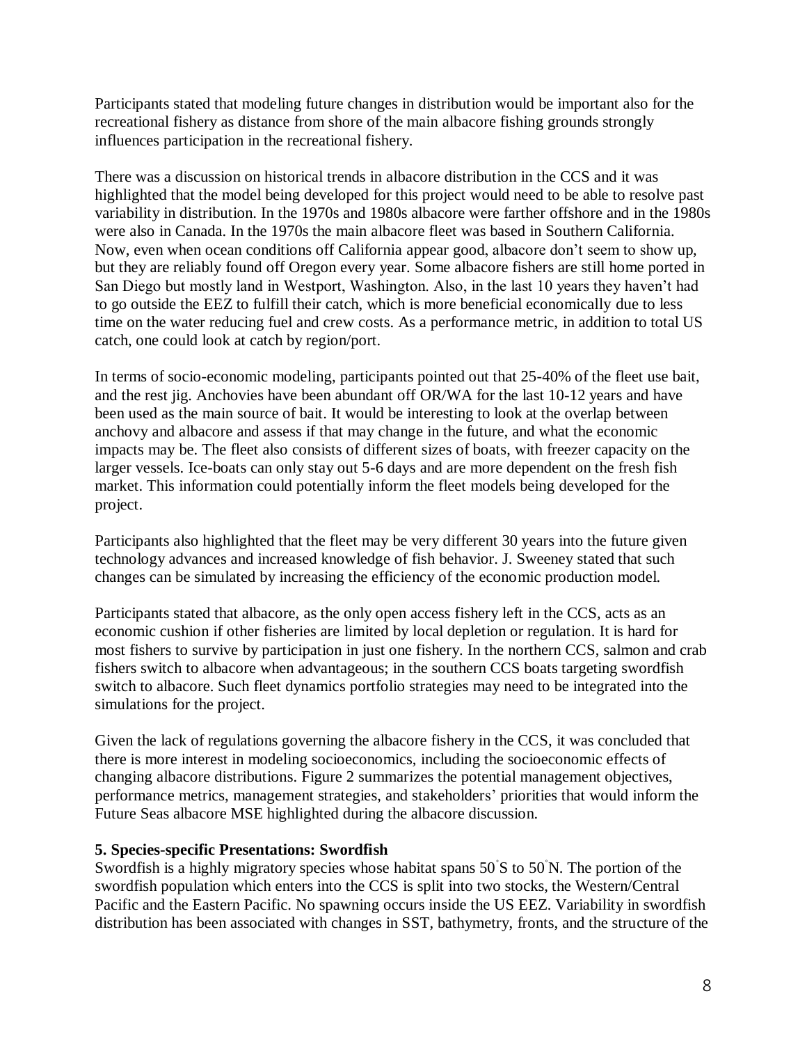Participants stated that modeling future changes in distribution would be important also for the recreational fishery as distance from shore of the main albacore fishing grounds strongly influences participation in the recreational fishery.

There was a discussion on historical trends in albacore distribution in the CCS and it was highlighted that the model being developed for this project would need to be able to resolve past variability in distribution. In the 1970s and 1980s albacore were farther offshore and in the 1980s were also in Canada. In the 1970s the main albacore fleet was based in Southern California. Now, even when ocean conditions off California appear good, albacore don't seem to show up, but they are reliably found off Oregon every year. Some albacore fishers are still home ported in San Diego but mostly land in Westport, Washington. Also, in the last 10 years they haven't had to go outside the EEZ to fulfill their catch, which is more beneficial economically due to less time on the water reducing fuel and crew costs. As a performance metric, in addition to total US catch, one could look at catch by region/port.

In terms of socio-economic modeling, participants pointed out that 25-40% of the fleet use bait, and the rest jig. Anchovies have been abundant off OR/WA for the last 10-12 years and have been used as the main source of bait. It would be interesting to look at the overlap between anchovy and albacore and assess if that may change in the future, and what the economic impacts may be. The fleet also consists of different sizes of boats, with freezer capacity on the larger vessels. Ice-boats can only stay out 5-6 days and are more dependent on the fresh fish market. This information could potentially inform the fleet models being developed for the project.

Participants also highlighted that the fleet may be very different 30 years into the future given technology advances and increased knowledge of fish behavior. J. Sweeney stated that such changes can be simulated by increasing the efficiency of the economic production model.

Participants stated that albacore, as the only open access fishery left in the CCS, acts as an economic cushion if other fisheries are limited by local depletion or regulation. It is hard for most fishers to survive by participation in just one fishery. In the northern CCS, salmon and crab fishers switch to albacore when advantageous; in the southern CCS boats targeting swordfish switch to albacore. Such fleet dynamics portfolio strategies may need to be integrated into the simulations for the project.

Given the lack of regulations governing the albacore fishery in the CCS, it was concluded that there is more interest in modeling socioeconomics, including the socioeconomic effects of changing albacore distributions. Figure 2 summarizes the potential management objectives, performance metrics, management strategies, and stakeholders' priorities that would inform the Future Seas albacore MSE highlighted during the albacore discussion.

## 5. Species-specific Presentations: Swordfish

Swordfish is a highly migratory species whose habitat spans 50°S to 50°N. The portion of the swordfish population which enters into the CCS is split into two stocks, the Western/Central Pacific and the Eastern Pacific. No spawning occurs inside the US EEZ. Variability in swordfish distribution has been associated with changes in SST, bathymetry, fronts, and the structure of the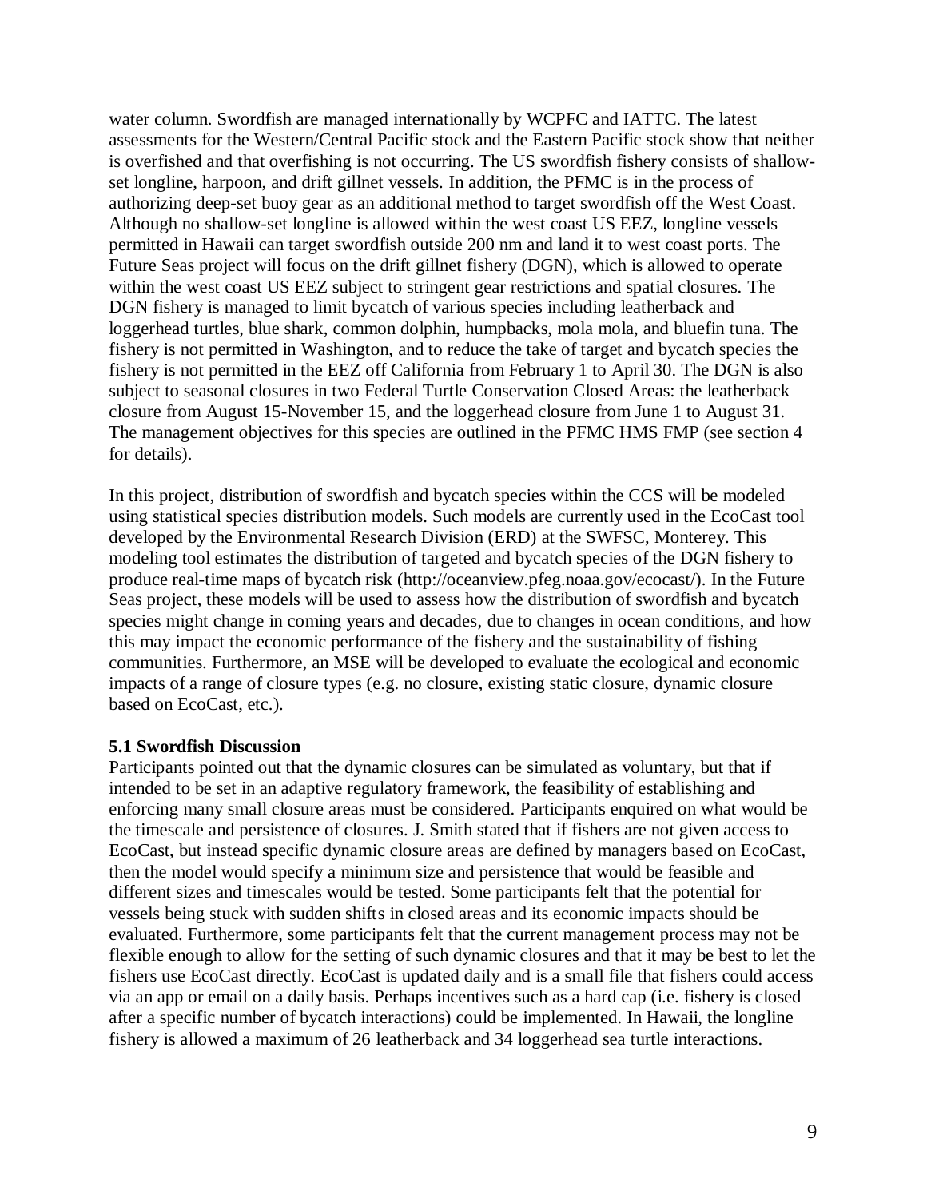water column. Swordfish are managed internationally by WCPFC and IATTC. The latest assessments for the Western/Central Pacific stock and the Eastern Pacific stock show that neither is overfished and that overfishing is not occurring. The US swordfish fishery consists of shallow-set longline, harpoon, and drift gillnet vessels. In addition, the PFMC is in the process of authorizing deep-set buoy gear as an additional method to target swordfish off the West Coast. Although no shallow-set longline is allowed within the west coast US EEZ, longline vessels permitted in Hawaii can target swordfish outside 200 nm and land it to west coast ports. The Future Seas project will focus on the drift gillnet fishery (DGN), which is allowed to operate within the west coast US EEZ subject to stringent gear restrictions and spatial closures. The DGN fishery is managed to limit bycatch of various species including leatherback and loggerhead turtles, blue shark, common dolphin, humpbacks, mola mola, and bluefin tuna. The fishery is not permitted in Washington, and to reduce the take of target and bycatch species the fishery is not permitted in the EEZ off California from February 1 to April 30. The DGN is also subject to seasonal closures in two Federal Turtle Conservation Closed Areas: the leatherback closure from August 15-November 15, and the loggerhead closure from June 1 to August 31. The management objectives for this species are outlined in the PFMC HMS FMP (see section 4 for details).

In this project, distribution of swordfish and bycatch species within the CCS will be modeled using statistical species distribution models. Such models are currently used in the EcoCast tool developed by the Environmental Research Division (ERD) at the SWFSC, Monterey. This modeling tool estimates the distribution of targeted and bycatch species of the DGN fishery to produce real-time maps of bycatch risk (http://oceanview.pfeg.noaa.gov/ecocast/). In the Future Seas project, these models will be used to assess how the distribution of swordfish and bycatch species might change in coming years and decades, due to changes in ocean conditions, and how this may impact the economic performance of the fishery and the sustainability of fishing communities. Furthermore, an MSE will be developed to evaluate the ecological and economic impacts of a range of closure types (e.g. no closure, existing static closure, dynamic closure based on EcoCast, etc.).

### 5.1 Swordfish Discussion

Participants pointed out that the dynamic closures can be simulated as voluntary, but that if intended to be set in an adaptive regulatory framework, the feasibility of establishing and enforcing many small closure areas must be considered. Participants enquired on what would be the timescale and persistence of closures. J. Smith stated that if fishers are not given access to EcoCast, but instead specific dynamic closure areas are defined by managers based on EcoCast, then the model would specify a minimum size and persistence that would be feasible and different sizes and timescales would be tested. Some participants felt that the potential for vessels being stuck with sudden shifts in closed areas and its economic impacts should be evaluated. Furthermore, some participants felt that the current management process may not be flexible enough to allow for the setting of such dynamic closures and that it may be best to let the fishers use EcoCast directly. EcoCast is updated daily and is a small file that fishers could access via an app or email on a daily basis. Perhaps incentives such as a hard cap (i.e. fishery is closed after a specific number of bycatch interactions) could be implemented. In Hawaii, the longline fishery is allowed a maximum of 26 leatherback and 34 loggerhead sea turtle interactions.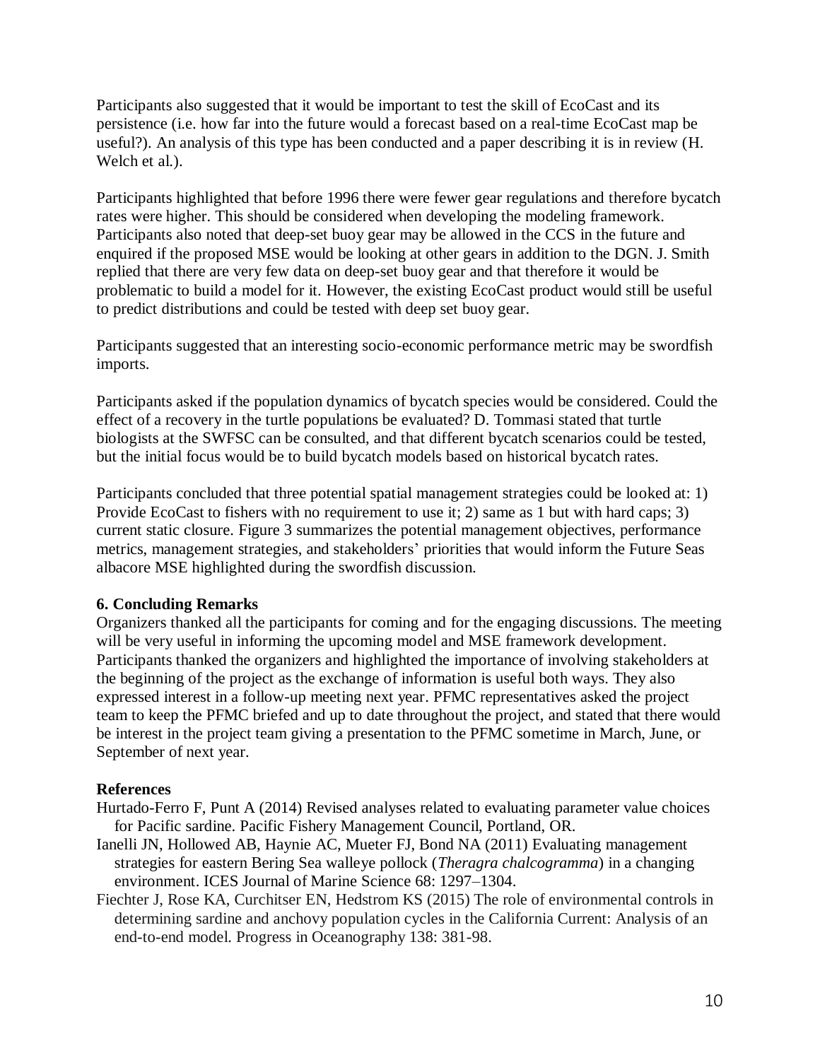Participants also suggested that it would be important to test the skill of EcoCast and its persistence (i.e. how far into the future would a forecast based on a real-time EcoCast map be useful?). An analysis of this type has been conducted and a paper describing it is in review (H. Welch et al.).

Participants highlighted that before 1996 there were fewer gear regulations and therefore bycatch rates were higher. This should be considered when developing the modeling framework. Participants also noted that deep-set buoy gear may be allowed in the CCS in the future and enquired if the proposed MSE would be looking at other gears in addition to the DGN. J. Smith replied that there are very few data on deep-set buoy gear and that therefore it would be problematic to build a model for it. However, the existing EcoCast product would still be useful to predict distributions and could be tested with deep set buoy gear.

Participants suggested that an interesting socio-economic performance metric may be swordfish imports.

Participants asked if the population dynamics of bycatch species would be considered. Could the effect of a recovery in the turtle populations be evaluated? D. Tommasi stated that turtle biologists at the SWFSC can be consulted, and that different bycatch scenarios could be tested, but the initial focus would be to build bycatch models based on historical bycatch rates.

Participants concluded that three potential spatial management strategies could be looked at: 1) Provide EcoCast to fishers with no requirement to use it; 2) same as 1 but with hard caps; 3) current static closure. Figure 3 summarizes the potential management objectives, performance metrics, management strategies, and stakeholders' priorities that would inform the Future Seas albacore MSE highlighted during the swordfish discussion.

**6. Concluding Remarks**

Organizers thanked all the participants for coming and for the engaging discussions. The meeting will be very useful in informing the upcoming model and MSE framework development. Participants thanked the organizers and highlighted the importance of involving stakeholders at the beginning of the project as the exchange of information is useful both ways. They also expressed interest in a follow-up meeting next year. PFMC representatives asked the project team to keep the PFMC briefed and up to date throughout the project, and stated that there would be interest in the project team giving a presentation to the PFMC sometime in March, June, or September of next year.

**References**

Hurtado-Ferro F, Punt A (2014) Revised analyses related to evaluating parameter value choices for Pacific sardine. Pacific Fishery Management Council, Portland, OR.

Ianelli JN, Hollowed AB, Haynie AC, Mueter FJ, Bond NA (2011) Evaluating management strategies for eastern Bering Sea walleye pollock (*Theragra chalcogramma*) in a changing environment. ICES Journal of Marine Science 68: 1297–1304.

Fiechter J, Rose KA, Curchitser EN, Hedstrom KS (2015) The role of environmental controls in determining sardine and anchovy population cycles in the California Current: Analysis of an end-to-end model. Progress in Oceanography 138: 381-98.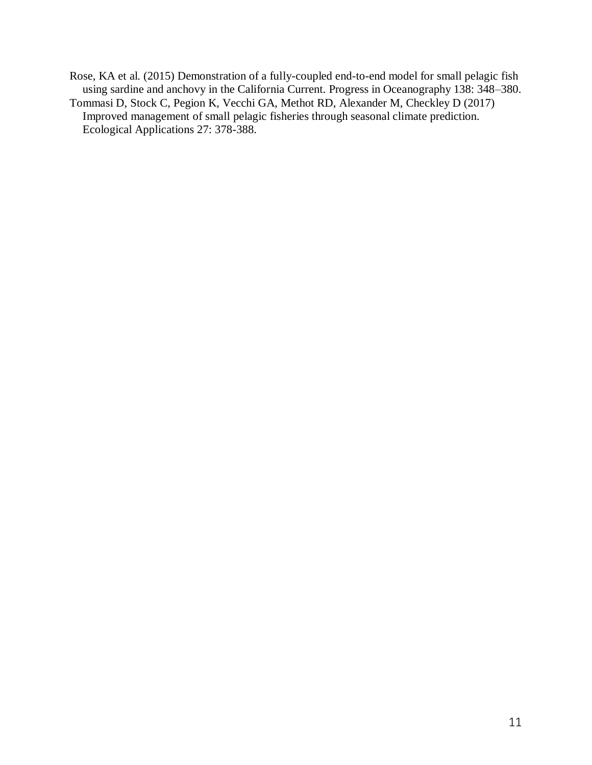Rose, KA et al. (2015) Demonstration of a fully-coupled end-to-end model for small pelagic fish using sardine and anchovy in the California Current. Progress in Oceanography 138: 348–380.

Tommasi D, Stock C, Pegion K, Vecchi GA, Methot RD, Alexander M, Checkley D (2017) Improved management of small pelagic fisheries through seasonal climate prediction. Ecological Applications 27: 378-388.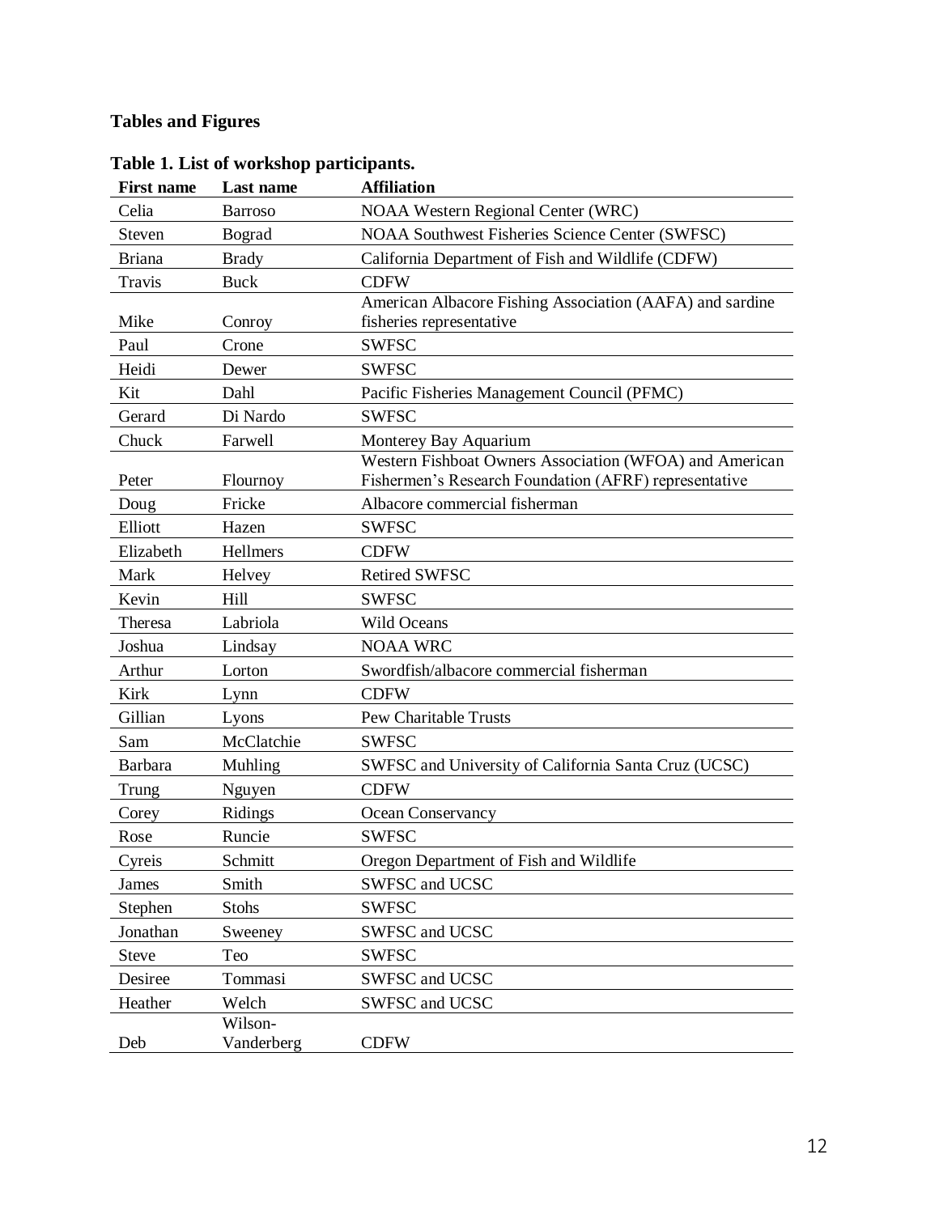## Tables and Figures

**Table 1. List of workshop participants.**

| First name | Last name | Affiliation |
|---|---|---|
| Celia | Barroso | NOAA Western Regional Center (WRC) |
| Steven | Bograd | NOAA Southwest Fisheries Science Center (SWFSC) |
| Briana | Brady | California Department of Fish and Wildlife (CDFW) |
| Travis | Buck | CDFW |
| Mike | Conroy | American Albacore Fishing Association (AAFA) and sardine fisheries representative |
| Paul | Crone | SWFSC |
| Heidi | Dewer | SWFSC |
| Kit | Dahl | Pacific Fisheries Management Council (PFMC) |
| Gerard | Di Nardo | SWFSC |
| Chuck | Farwell | Monterey Bay Aquarium |
| Peter | Flournoy | Western Fishboat Owners Association (WFOA) and American Fishermen's Research Foundation (AFRF) representative |
| Doug | Fricke | Albacore commercial fisherman |
| Elliott | Hazen | SWFSC |
| Elizabeth | Hellmers | CDFW |
| Mark | Helvey | Retired SWFSC |
| Kevin | Hill | SWFSC |
| Theresa | Labriola | Wild Oceans |
| Joshua | Lindsay | NOAA WRC |
| Arthur | Lorton | Swordfish/albacore commercial fisherman |
| Kirk | Lynn | CDFW |
| Gillian | Lyons | Pew Charitable Trusts |
| Sam | McClatchie | SWFSC |
| Barbara | Muhling | SWFSC and University of California Santa Cruz (UCSC) |
| Trung | Nguyen | CDFW |
| Corey | Ridings | Ocean Conservancy |
| Rose | Runcie | SWFSC |
| Cyreis | Schmitt | Oregon Department of Fish and Wildlife |
| James | Smith | SWFSC and UCSC |
| Stephen | Stohs | SWFSC |
| Jonathan | Sweeney | SWFSC and UCSC |
| Steve | Teo | SWFSC |
| Desiree | Tommasi | SWFSC and UCSC |
| Heather | Welch | SWFSC and UCSC |
| Deb | Wilson-Vanderberg | CDFW |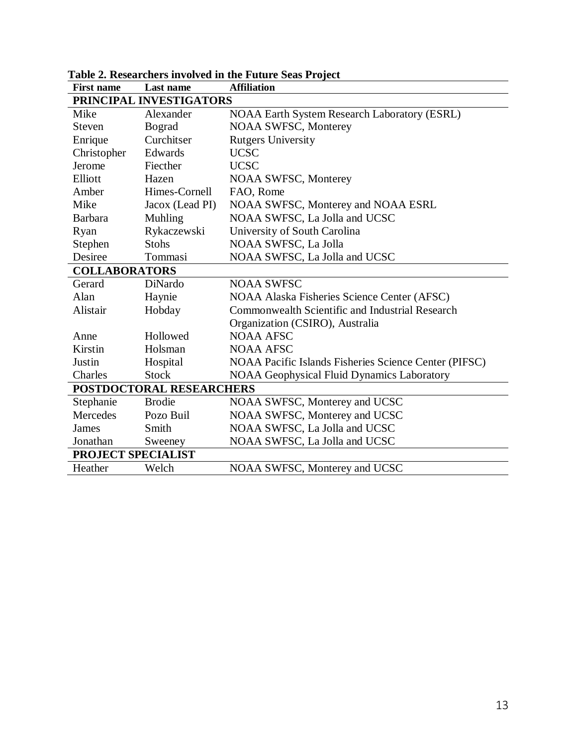**Table 2. Researchers involved in the Future Seas Project**

| First name | Last name | Affiliation |
|---|---|---|
| **PRINCIPAL INVESTIGATORS** | | |
| Mike | Alexander | NOAA Earth System Research Laboratory (ESRL) |
| Steven | Bograd | NOAA SWFSC, Monterey |
| Enrique | Curchitser | Rutgers University |
| Christopher | Edwards | UCSC |
| Jerome | Fiecther | UCSC |
| Elliott | Hazen | NOAA SWFSC, Monterey |
| Amber | Himes-Cornell | FAO, Rome |
| Mike | Jacox (Lead PI) | NOAA SWFSC, Monterey and NOAA ESRL |
| Barbara | Muhling | NOAA SWFSC, La Jolla and UCSC |
| Ryan | Rykaczewski | University of South Carolina |
| Stephen | Stohs | NOAA SWFSC, La Jolla |
| Desiree | Tommasi | NOAA SWFSC, La Jolla and UCSC |
| **COLLABORATORS** | | |
| Gerard | DiNardo | NOAA SWFSC |
| Alan | Haynie | NOAA Alaska Fisheries Science Center (AFSC) |
| Alistair | Hobday | Commonwealth Scientific and Industrial Research Organization (CSIRO), Australia |
| Anne | Hollowed | NOAA AFSC |
| Kirstin | Holsman | NOAA AFSC |
| Justin | Hospital | NOAA Pacific Islands Fisheries Science Center (PIFSC) |
| Charles | Stock | NOAA Geophysical Fluid Dynamics Laboratory |
| **POSTDOCTORAL RESEARCHERS** | | |
| Stephanie | Brodie | NOAA SWFSC, Monterey and UCSC |
| Mercedes | Pozo Buil | NOAA SWFSC, Monterey and UCSC |
| James | Smith | NOAA SWFSC, La Jolla and UCSC |
| Jonathan | Sweeney | NOAA SWFSC, La Jolla and UCSC |
| **PROJECT SPECIALIST** | | |
| Heather | Welch | NOAA SWFSC, Monterey and UCSC |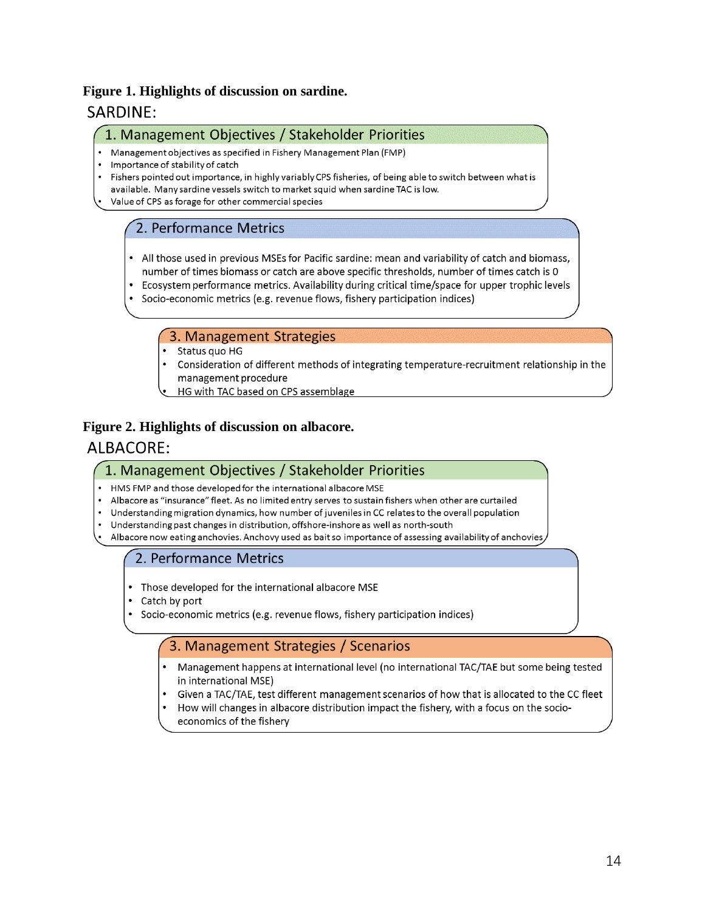**Figure 1. Highlights of discussion on sardine.**

SARDINE:

### 1. Management Objectives / Stakeholder Priorities

- Management objectives as specified in Fishery Management Plan (FMP)
- Importance of stability of catch
- Fishers pointed out importance, in highly variably CPS fisheries, of being able to switch between what is available. Many sardine vessels switch to market squid when sardine TAC is low.
- Value of CPS as forage for other commercial species

### 2. Performance Metrics

- All those used in previous MSEs for Pacific sardine: mean and variability of catch and biomass, number of times biomass or catch are above specific thresholds, number of times catch is 0
- Ecosystem performance metrics. Availability during critical time/space for upper trophic levels
- Socio-economic metrics (e.g. revenue flows, fishery participation indices)

### 3. Management Strategies

- Status quo HG
- Consideration of different methods of integrating temperature-recruitment relationship in the management procedure
- HG with TAC based on CPS assemblage

**Figure 2. Highlights of discussion on albacore.**

ALBACORE:

### 1. Management Objectives / Stakeholder Priorities

- HMS FMP and those developed for the international albacore MSE
- Albacore as "insurance" fleet. As no limited entry serves to sustain fishers when other are curtailed
- Understanding migration dynamics, how number of juveniles in CC relates to the overall population
- Understanding past changes in distribution, offshore-inshore as well as north-south
- Albacore now eating anchovies. Anchovy used as bait so importance of assessing availability of anchovies

### 2. Performance Metrics

- Those developed for the international albacore MSE
- Catch by port
- Socio-economic metrics (e.g. revenue flows, fishery participation indices)

### 3. Management Strategies / Scenarios

- Management happens at international level (no international TAC/TAE but some being tested in international MSE)
- Given a TAC/TAE, test different management scenarios of how that is allocated to the CC fleet
- How will changes in albacore distribution impact the fishery, with a focus on the socio-economics of the fishery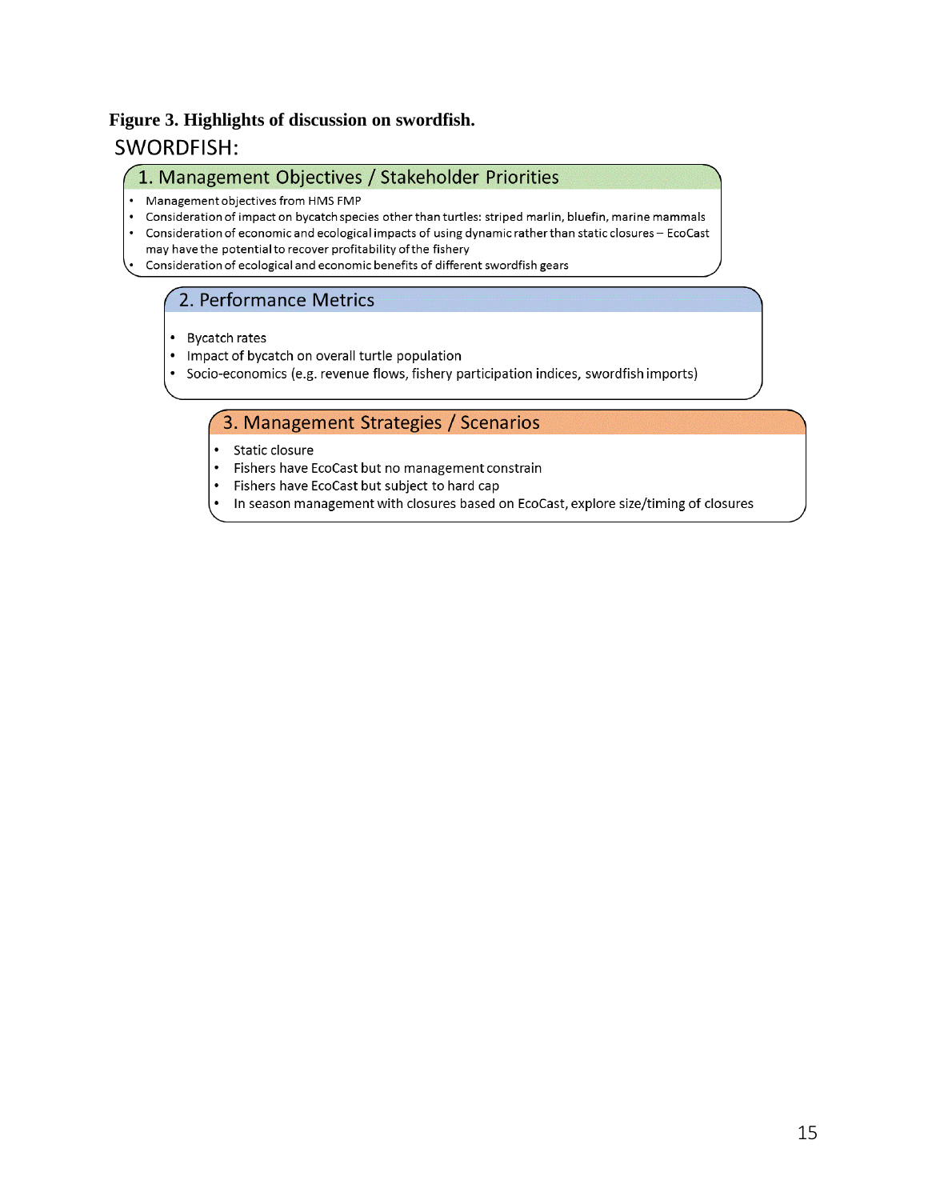**Figure 3. Highlights of discussion on swordfish.**

SWORDFISH:

### 1. Management Objectives / Stakeholder Priorities

- Management objectives from HMS FMP
- Consideration of impact on bycatch species other than turtles: striped marlin, bluefin, marine mammals
- Consideration of economic and ecological impacts of using dynamic rather than static closures – EcoCast may have the potential to recover profitability of the fishery
- Consideration of ecological and economic benefits of different swordfish gears

### 2. Performance Metrics

- Bycatch rates
- Impact of bycatch on overall turtle population
- Socio-economics (e.g. revenue flows, fishery participation indices, swordfish imports)

### 3. Management Strategies / Scenarios

- Static closure
- Fishers have EcoCast but no management constrain
- Fishers have EcoCast but subject to hard cap
- In season management with closures based on EcoCast, explore size/timing of closures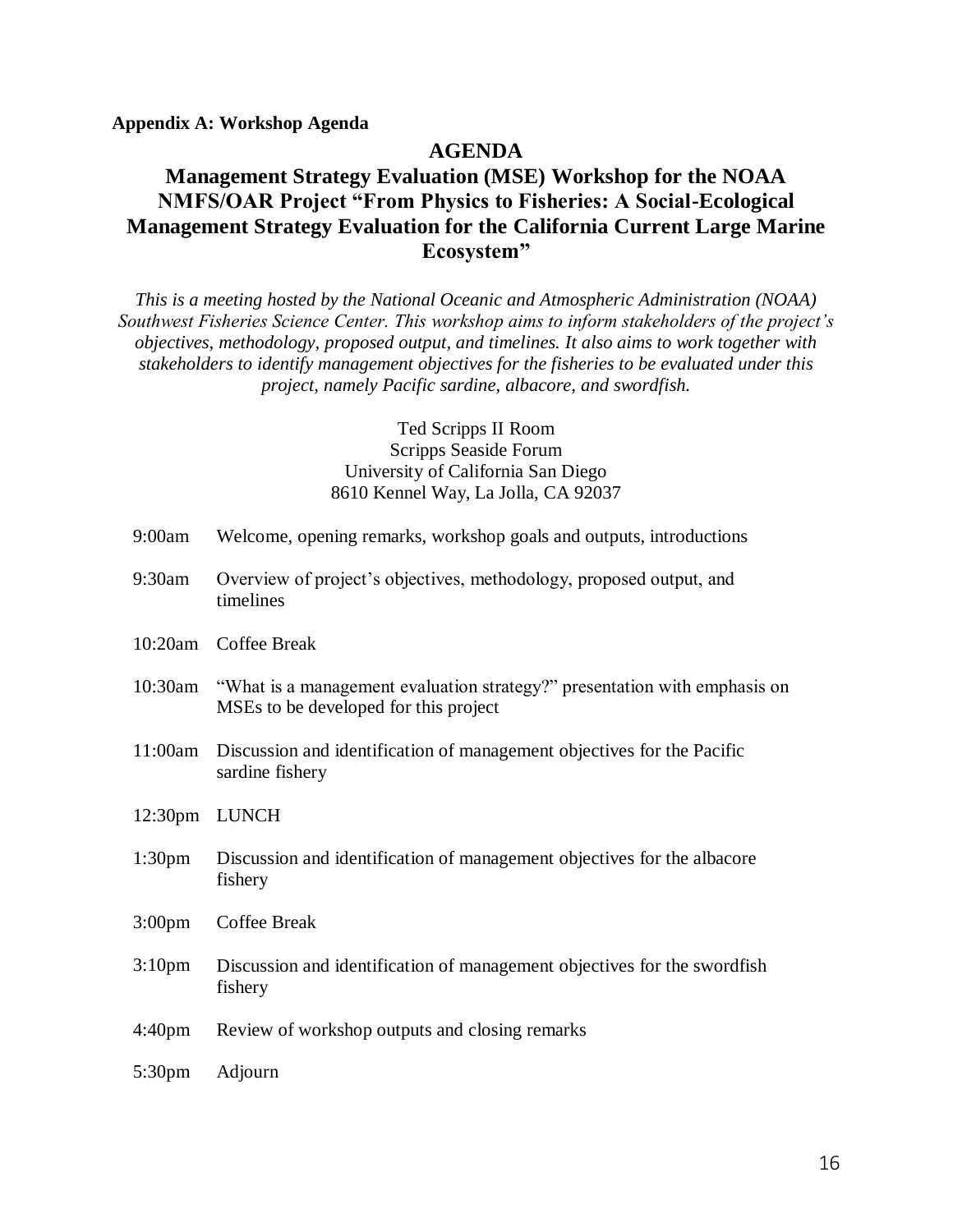**Appendix A: Workshop Agenda**

# AGENDA

# Management Strategy Evaluation (MSE) Workshop for the NOAA NMFS/OAR Project "From Physics to Fisheries: A Social-Ecological Management Strategy Evaluation for the California Current Large Marine Ecosystem"

*This is a meeting hosted by the National Oceanic and Atmospheric Administration (NOAA) Southwest Fisheries Science Center. This workshop aims to inform stakeholders of the project's objectives, methodology, proposed output, and timelines. It also aims to work together with stakeholders to identify management objectives for the fisheries to be evaluated under this project, namely Pacific sardine, albacore, and swordfish.*

Ted Scripps II Room
Scripps Seaside Forum
University of California San Diego
8610 Kennel Way, La Jolla, CA 92037

| | |
|---|---|
| 9:00am | Welcome, opening remarks, workshop goals and outputs, introductions |
| 9:30am | Overview of project's objectives, methodology, proposed output, and timelines |
| 10:20am | Coffee Break |
| 10:30am | "What is a management evaluation strategy?" presentation with emphasis on MSEs to be developed for this project |
| 11:00am | Discussion and identification of management objectives for the Pacific sardine fishery |
| 12:30pm | LUNCH |
| 1:30pm | Discussion and identification of management objectives for the albacore fishery |
| 3:00pm | Coffee Break |
| 3:10pm | Discussion and identification of management objectives for the swordfish fishery |
| 4:40pm | Review of workshop outputs and closing remarks |
| 5:30pm | Adjourn |